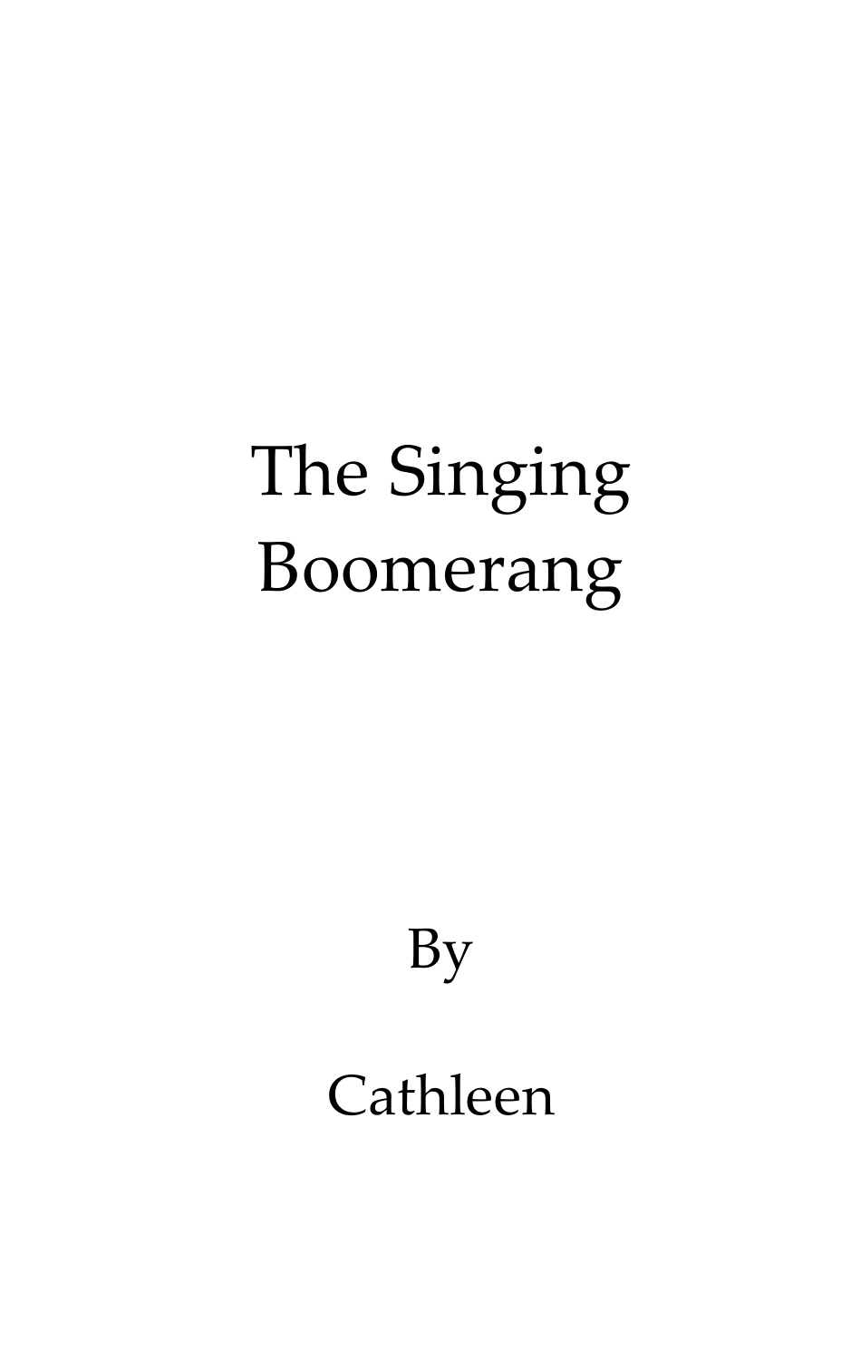# The Singing Boomerang

By

Cathleen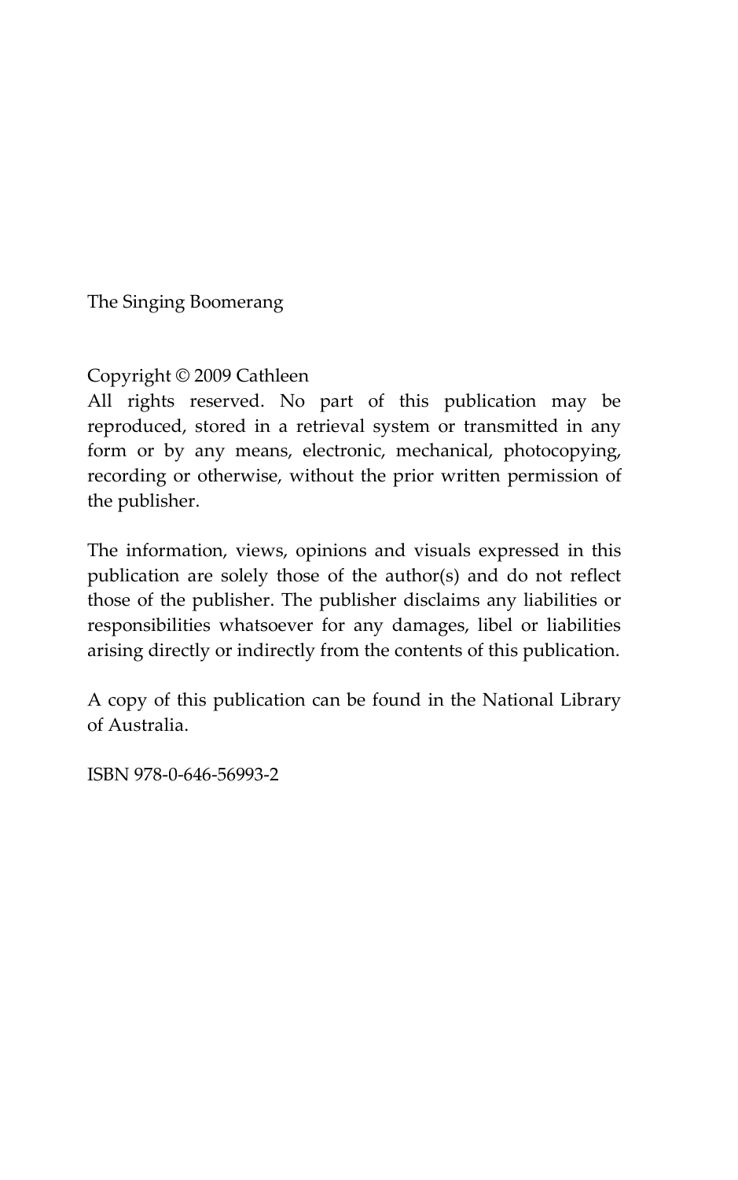The Singing Boomerang

Copyright © 2009 Cathleen
All rights reserved. No part of this publication may be reproduced, stored in a retrieval system or transmitted in any form or by any means, electronic, mechanical, photocopying, recording or otherwise, without the prior written permission of the publisher.

The information, views, opinions and visuals expressed in this publication are solely those of the author(s) and do not reflect those of the publisher. The publisher disclaims any liabilities or responsibilities whatsoever for any damages, libel or liabilities arising directly or indirectly from the contents of this publication.

A copy of this publication can be found in the National Library of Australia.

ISBN 978-0-646-56993-2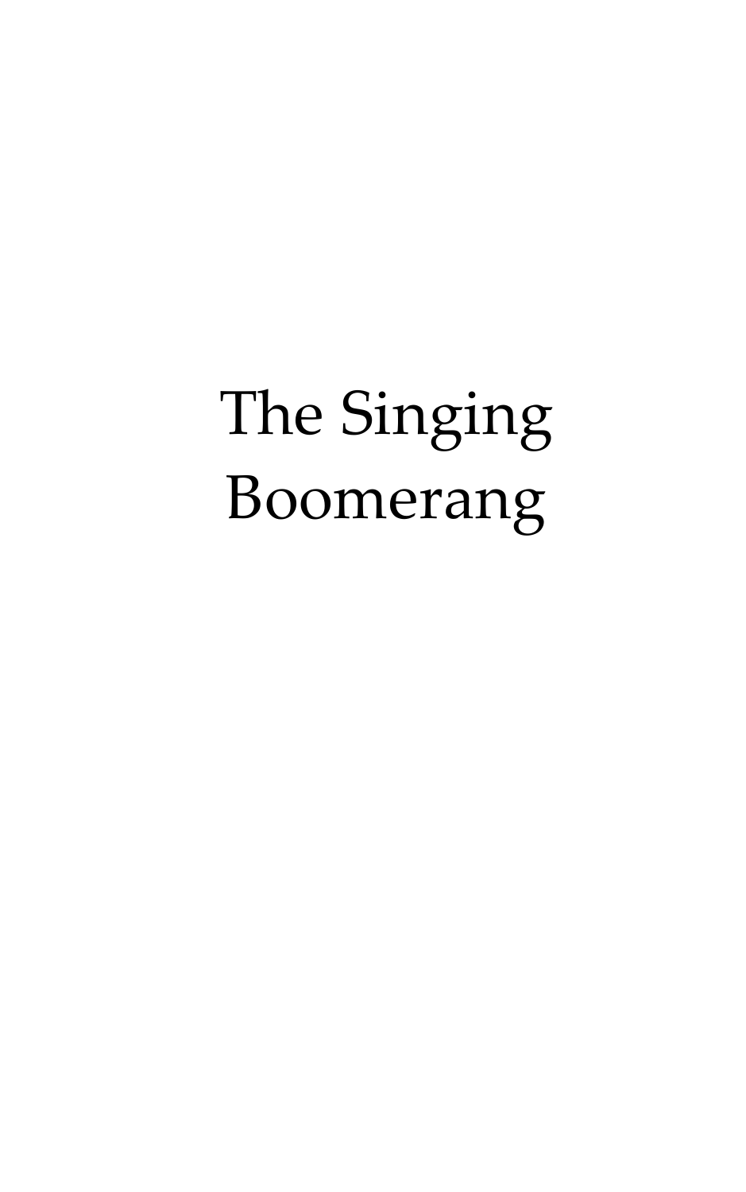# The Singing Boomerang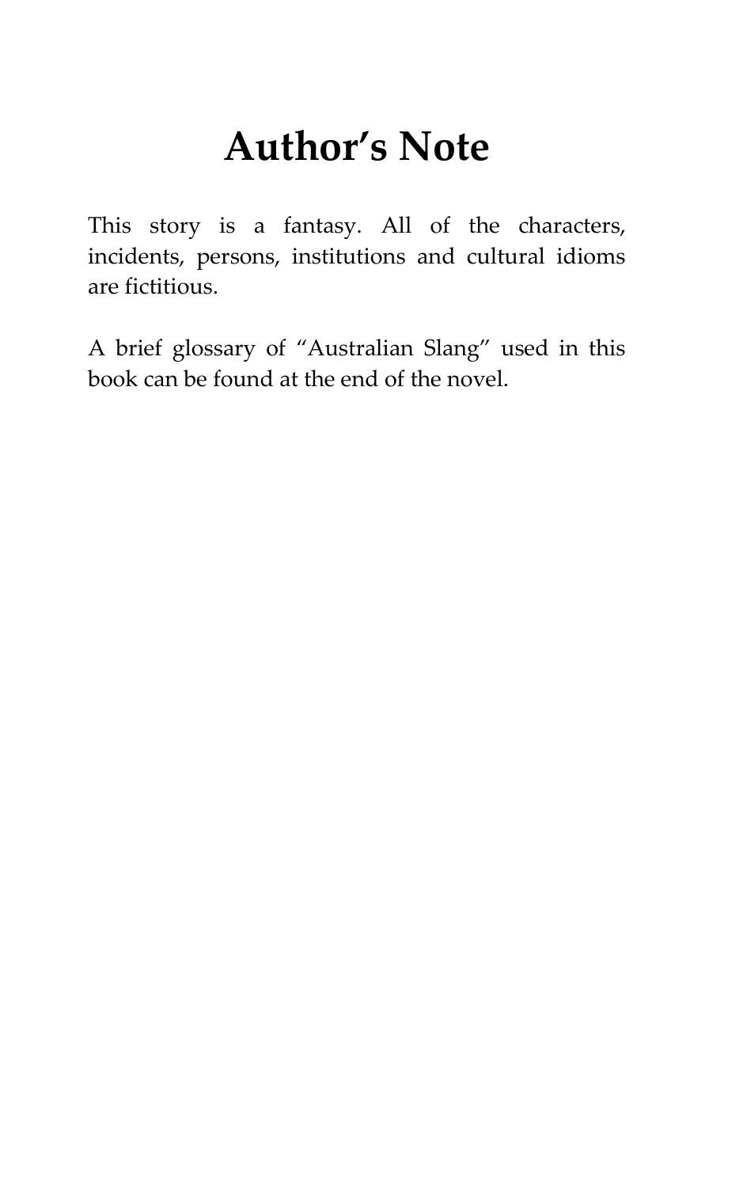# Author's Note

This story is a fantasy. All of the characters, incidents, persons, institutions and cultural idioms are fictitious.

A brief glossary of "Australian Slang" used in this book can be found at the end of the novel.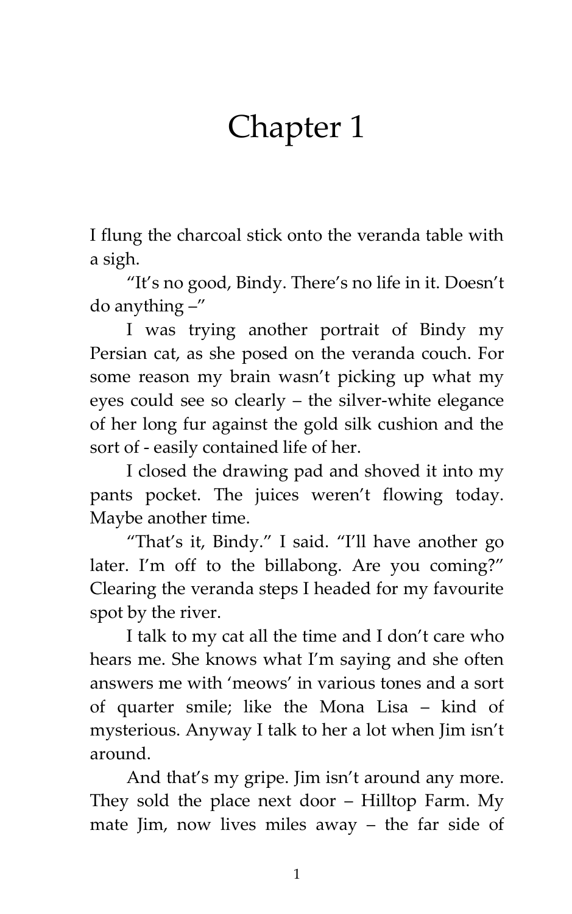# Chapter 1

I flung the charcoal stick onto the veranda table with a sigh.

"It's no good, Bindy. There's no life in it. Doesn't do anything –"

I was trying another portrait of Bindy my Persian cat, as she posed on the veranda couch. For some reason my brain wasn't picking up what my eyes could see so clearly – the silver-white elegance of her long fur against the gold silk cushion and the sort of - easily contained life of her.

I closed the drawing pad and shoved it into my pants pocket. The juices weren't flowing today. Maybe another time.

"That's it, Bindy." I said. "I'll have another go later. I'm off to the billabong. Are you coming?" Clearing the veranda steps I headed for my favourite spot by the river.

I talk to my cat all the time and I don't care who hears me. She knows what I'm saying and she often answers me with 'meows' in various tones and a sort of quarter smile; like the Mona Lisa – kind of mysterious. Anyway I talk to her a lot when Jim isn't around.

And that's my gripe. Jim isn't around any more. They sold the place next door – Hilltop Farm. My mate Jim, now lives miles away – the far side of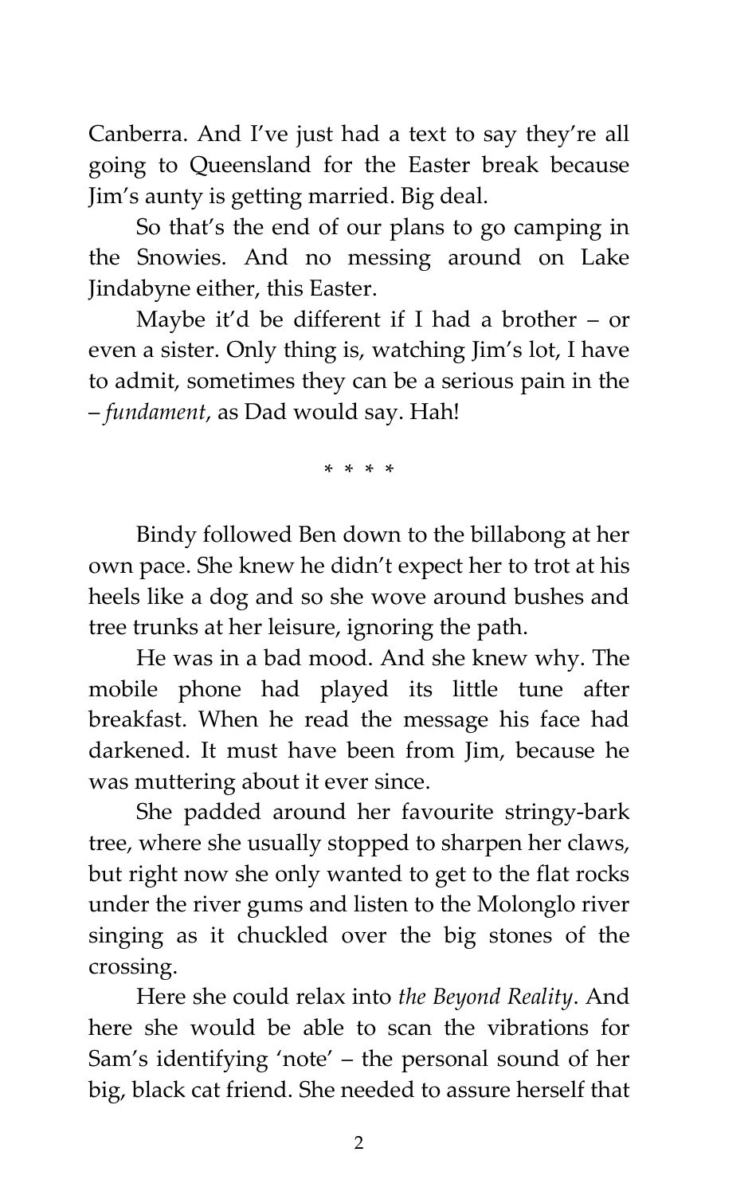Canberra. And I've just had a text to say they're all going to Queensland for the Easter break because Jim's aunty is getting married. Big deal.

So that's the end of our plans to go camping in the Snowies. And no messing around on Lake Jindabyne either, this Easter.

Maybe it'd be different if I had a brother – or even a sister. Only thing is, watching Jim's lot, I have to admit, sometimes they can be a serious pain in the – *fundament*, as Dad would say. Hah!

\* \* \* \*

Bindy followed Ben down to the billabong at her own pace. She knew he didn't expect her to trot at his heels like a dog and so she wove around bushes and tree trunks at her leisure, ignoring the path.

He was in a bad mood. And she knew why. The mobile phone had played its little tune after breakfast. When he read the message his face had darkened. It must have been from Jim, because he was muttering about it ever since.

She padded around her favourite stringy-bark tree, where she usually stopped to sharpen her claws, but right now she only wanted to get to the flat rocks under the river gums and listen to the Molonglo river singing as it chuckled over the big stones of the crossing.

Here she could relax into *the Beyond Reality*. And here she would be able to scan the vibrations for Sam's identifying 'note' – the personal sound of her big, black cat friend. She needed to assure herself that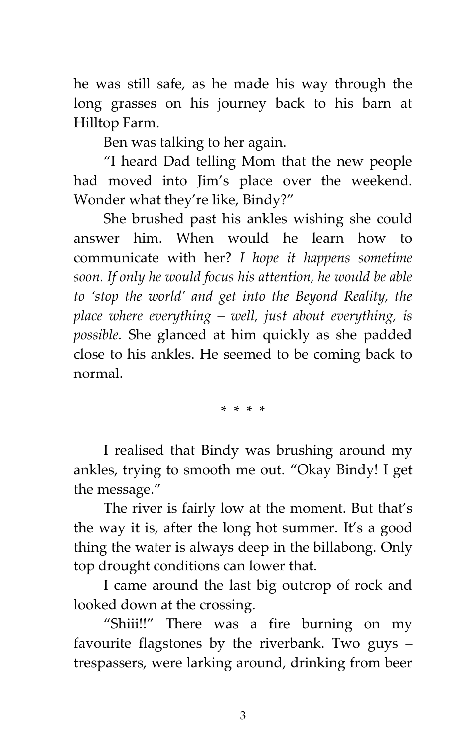he was still safe, as he made his way through the long grasses on his journey back to his barn at Hilltop Farm.

Ben was talking to her again.

"I heard Dad telling Mom that the new people had moved into Jim's place over the weekend. Wonder what they're like, Bindy?"

She brushed past his ankles wishing she could answer him. When would he learn how to communicate with her? *I hope it happens sometime soon. If only he would focus his attention, he would be able to 'stop the world' and get into the Beyond Reality, the place where everything – well, just about everything, is possible.* She glanced at him quickly as she padded close to his ankles. He seemed to be coming back to normal.

* * * *

I realised that Bindy was brushing around my ankles, trying to smooth me out. "Okay Bindy! I get the message."

The river is fairly low at the moment. But that's the way it is, after the long hot summer. It's a good thing the water is always deep in the billabong. Only top drought conditions can lower that.

I came around the last big outcrop of rock and looked down at the crossing.

"Shiii!!" There was a fire burning on my favourite flagstones by the riverbank. Two guys – trespassers, were larking around, drinking from beer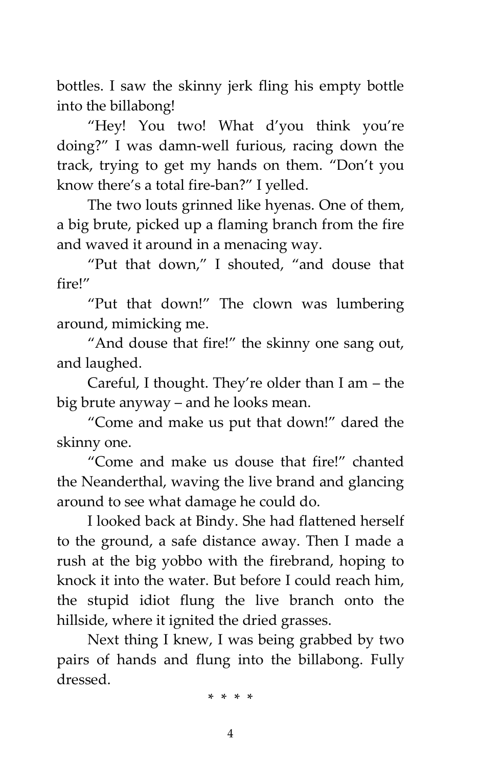bottles. I saw the skinny jerk fling his empty bottle into the billabong!

"Hey! You two! What d'you think you're doing?" I was damn-well furious, racing down the track, trying to get my hands on them. "Don't you know there's a total fire-ban?" I yelled.

The two louts grinned like hyenas. One of them, a big brute, picked up a flaming branch from the fire and waved it around in a menacing way.

"Put that down," I shouted, "and douse that fire!"

"Put that down!" The clown was lumbering around, mimicking me.

"And douse that fire!" the skinny one sang out, and laughed.

Careful, I thought. They're older than I am – the big brute anyway – and he looks mean.

"Come and make us put that down!" dared the skinny one.

"Come and make us douse that fire!" chanted the Neanderthal, waving the live brand and glancing around to see what damage he could do.

I looked back at Bindy. She had flattened herself to the ground, a safe distance away. Then I made a rush at the big yobbo with the firebrand, hoping to knock it into the water. But before I could reach him, the stupid idiot flung the live branch onto the hillside, where it ignited the dried grasses.

Next thing I knew, I was being grabbed by two pairs of hands and flung into the billabong. Fully dressed.

* * * *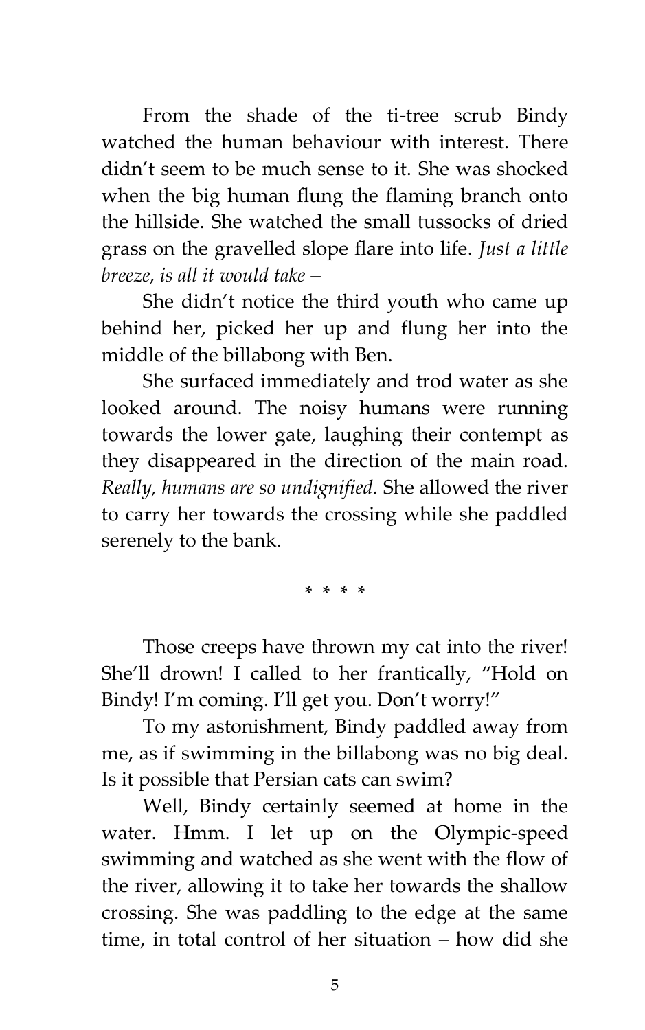From the shade of the ti-tree scrub Bindy watched the human behaviour with interest. There didn't seem to be much sense to it. She was shocked when the big human flung the flaming branch onto the hillside. She watched the small tussocks of dried grass on the gravelled slope flare into life. *Just a little breeze, is all it would take –*

She didn't notice the third youth who came up behind her, picked her up and flung her into the middle of the billabong with Ben.

She surfaced immediately and trod water as she looked around. The noisy humans were running towards the lower gate, laughing their contempt as they disappeared in the direction of the main road. *Really, humans are so undignified.* She allowed the river to carry her towards the crossing while she paddled serenely to the bank.

\* \* \* \*

Those creeps have thrown my cat into the river! She'll drown! I called to her frantically, "Hold on Bindy! I'm coming. I'll get you. Don't worry!"

To my astonishment, Bindy paddled away from me, as if swimming in the billabong was no big deal. Is it possible that Persian cats can swim?

Well, Bindy certainly seemed at home in the water. Hmm. I let up on the Olympic-speed swimming and watched as she went with the flow of the river, allowing it to take her towards the shallow crossing. She was paddling to the edge at the same time, in total control of her situation – how did she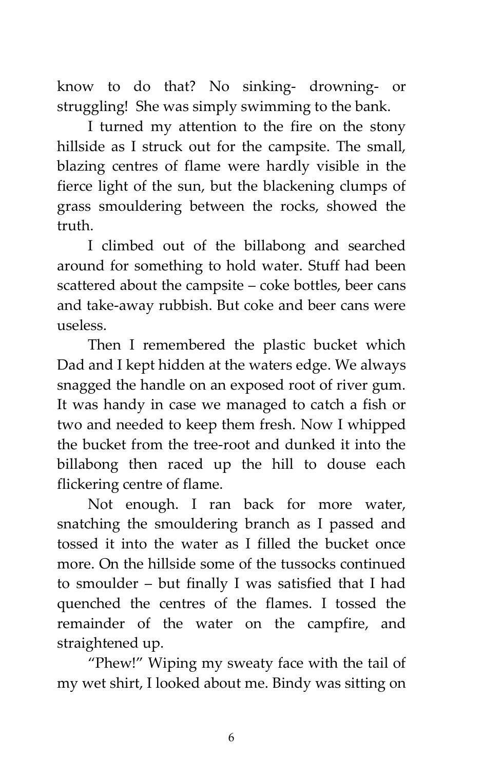know to do that? No sinking- drowning- or struggling! She was simply swimming to the bank.

I turned my attention to the fire on the stony hillside as I struck out for the campsite. The small, blazing centres of flame were hardly visible in the fierce light of the sun, but the blackening clumps of grass smouldering between the rocks, showed the truth.

I climbed out of the billabong and searched around for something to hold water. Stuff had been scattered about the campsite – coke bottles, beer cans and take-away rubbish. But coke and beer cans were useless.

Then I remembered the plastic bucket which Dad and I kept hidden at the waters edge. We always snagged the handle on an exposed root of river gum. It was handy in case we managed to catch a fish or two and needed to keep them fresh. Now I whipped the bucket from the tree-root and dunked it into the billabong then raced up the hill to douse each flickering centre of flame.

Not enough. I ran back for more water, snatching the smouldering branch as I passed and tossed it into the water as I filled the bucket once more. On the hillside some of the tussocks continued to smoulder – but finally I was satisfied that I had quenched the centres of the flames. I tossed the remainder of the water on the campfire, and straightened up.

"Phew!" Wiping my sweaty face with the tail of my wet shirt, I looked about me. Bindy was sitting on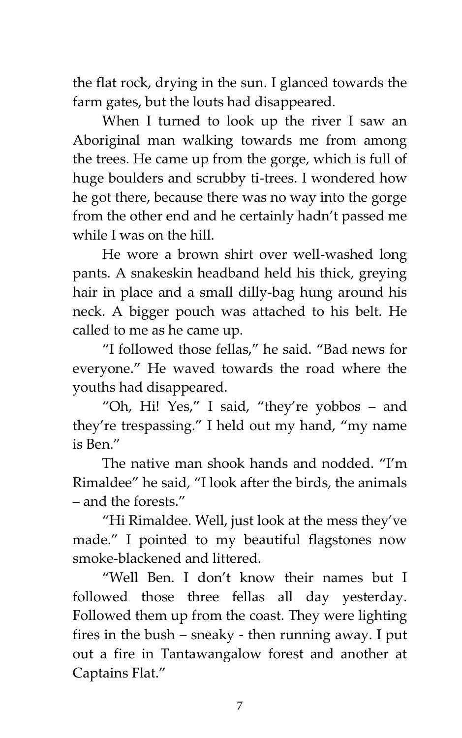the flat rock, drying in the sun. I glanced towards the farm gates, but the louts had disappeared.

When I turned to look up the river I saw an Aboriginal man walking towards me from among the trees. He came up from the gorge, which is full of huge boulders and scrubby ti-trees. I wondered how he got there, because there was no way into the gorge from the other end and he certainly hadn't passed me while I was on the hill.

He wore a brown shirt over well-washed long pants. A snakeskin headband held his thick, greying hair in place and a small dilly-bag hung around his neck. A bigger pouch was attached to his belt. He called to me as he came up.

"I followed those fellas," he said. "Bad news for everyone." He waved towards the road where the youths had disappeared.

"Oh, Hi! Yes," I said, "they're yobbos – and they're trespassing." I held out my hand, "my name is Ben."

The native man shook hands and nodded. "I'm Rimaldee" he said, "I look after the birds, the animals – and the forests."

"Hi Rimaldee. Well, just look at the mess they've made." I pointed to my beautiful flagstones now smoke-blackened and littered.

"Well Ben. I don't know their names but I followed those three fellas all day yesterday. Followed them up from the coast. They were lighting fires in the bush – sneaky - then running away. I put out a fire in Tantawangalow forest and another at Captains Flat."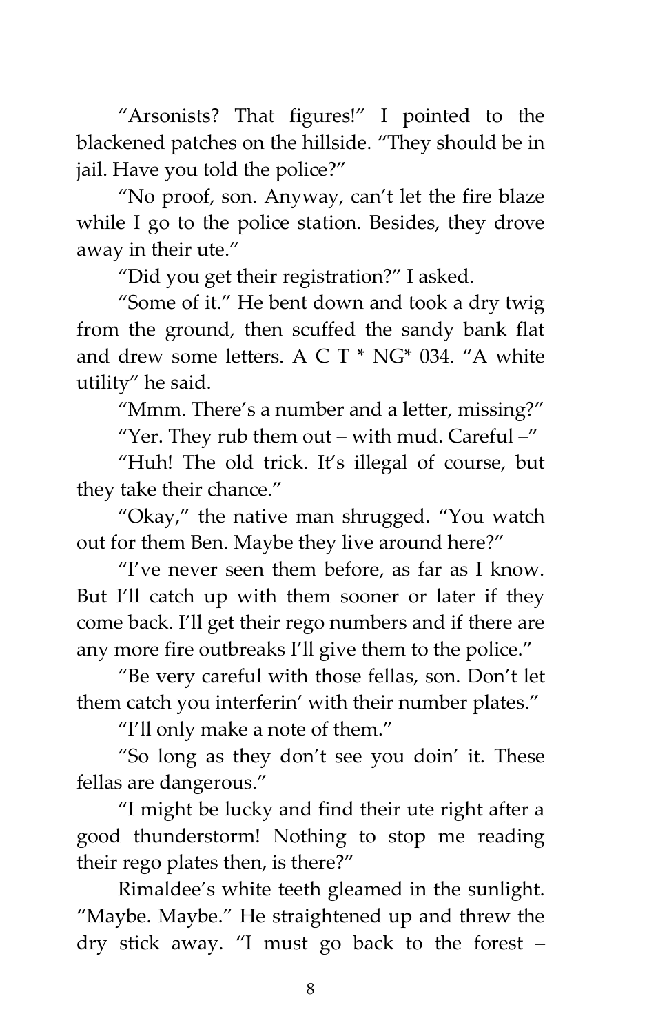"Arsonists? That figures!" I pointed to the blackened patches on the hillside. "They should be in jail. Have you told the police?"

"No proof, son. Anyway, can't let the fire blaze while I go to the police station. Besides, they drove away in their ute."

"Did you get their registration?" I asked.

"Some of it." He bent down and took a dry twig from the ground, then scuffed the sandy bank flat and drew some letters. A C T * NG* 034. "A white utility" he said.

"Mmm. There's a number and a letter, missing?"

"Yer. They rub them out – with mud. Careful –"

"Huh! The old trick. It's illegal of course, but they take their chance."

"Okay," the native man shrugged. "You watch out for them Ben. Maybe they live around here?"

"I've never seen them before, as far as I know. But I'll catch up with them sooner or later if they come back. I'll get their rego numbers and if there are any more fire outbreaks I'll give them to the police."

"Be very careful with those fellas, son. Don't let them catch you interferin' with their number plates."

"I'll only make a note of them."

"So long as they don't see you doin' it. These fellas are dangerous."

"I might be lucky and find their ute right after a good thunderstorm! Nothing to stop me reading their rego plates then, is there?"

Rimaldee's white teeth gleamed in the sunlight. "Maybe. Maybe." He straightened up and threw the dry stick away. "I must go back to the forest –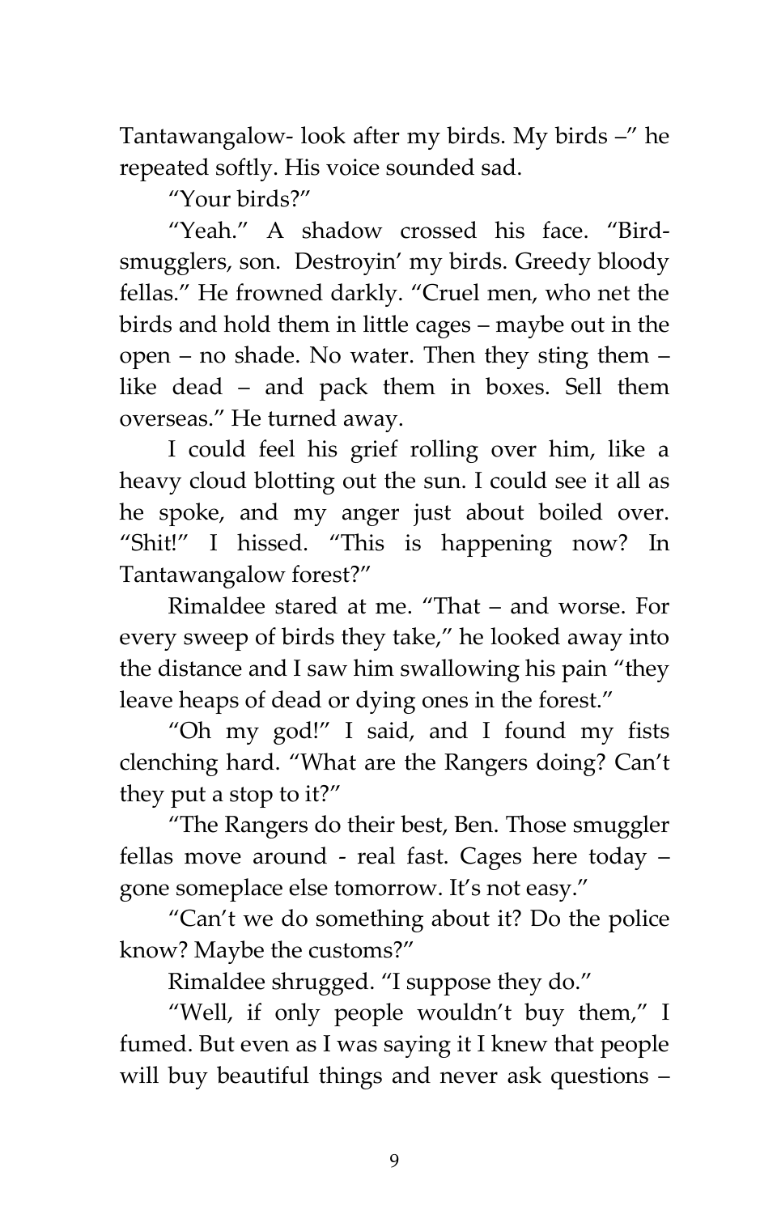Tantawangalow- look after my birds. My birds –" he repeated softly. His voice sounded sad.

"Your birds?"

"Yeah." A shadow crossed his face. "Bird-smugglers, son. Destroyin' my birds. Greedy bloody fellas." He frowned darkly. "Cruel men, who net the birds and hold them in little cages – maybe out in the open – no shade. No water. Then they sting them – like dead – and pack them in boxes. Sell them overseas." He turned away.

I could feel his grief rolling over him, like a heavy cloud blotting out the sun. I could see it all as he spoke, and my anger just about boiled over. "Shit!" I hissed. "This is happening now? In Tantawangalow forest?"

Rimaldee stared at me. "That – and worse. For every sweep of birds they take," he looked away into the distance and I saw him swallowing his pain "they leave heaps of dead or dying ones in the forest."

"Oh my god!" I said, and I found my fists clenching hard. "What are the Rangers doing? Can't they put a stop to it?"

"The Rangers do their best, Ben. Those smuggler fellas move around - real fast. Cages here today – gone someplace else tomorrow. It's not easy."

"Can't we do something about it? Do the police know? Maybe the customs?"

Rimaldee shrugged. "I suppose they do."

"Well, if only people wouldn't buy them," I fumed. But even as I was saying it I knew that people will buy beautiful things and never ask questions –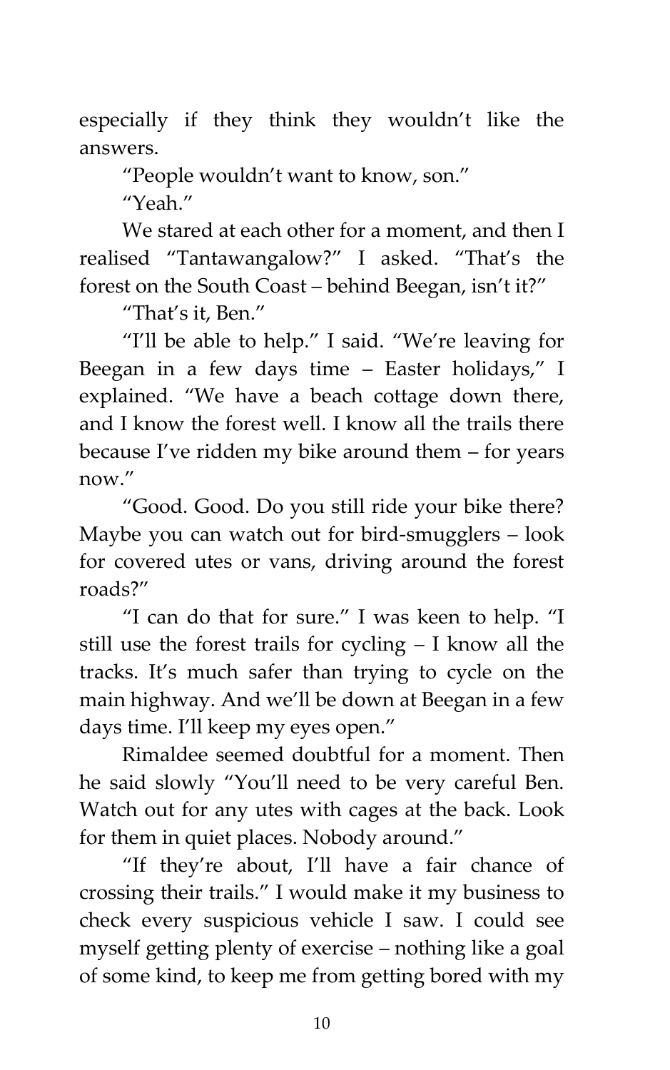especially if they think they wouldn't like the answers.

"People wouldn't want to know, son."

"Yeah."

We stared at each other for a moment, and then I realised "Tantawangalow?" I asked. "That's the forest on the South Coast – behind Beegan, isn't it?"

"That's it, Ben."

"I'll be able to help." I said. "We're leaving for Beegan in a few days time – Easter holidays," I explained. "We have a beach cottage down there, and I know the forest well. I know all the trails there because I've ridden my bike around them – for years now."

"Good. Good. Do you still ride your bike there? Maybe you can watch out for bird-smugglers – look for covered utes or vans, driving around the forest roads?"

"I can do that for sure." I was keen to help. "I still use the forest trails for cycling – I know all the tracks. It's much safer than trying to cycle on the main highway. And we'll be down at Beegan in a few days time. I'll keep my eyes open."

Rimaldee seemed doubtful for a moment. Then he said slowly "You'll need to be very careful Ben. Watch out for any utes with cages at the back. Look for them in quiet places. Nobody around."

"If they're about, I'll have a fair chance of crossing their trails." I would make it my business to check every suspicious vehicle I saw. I could see myself getting plenty of exercise – nothing like a goal of some kind, to keep me from getting bored with my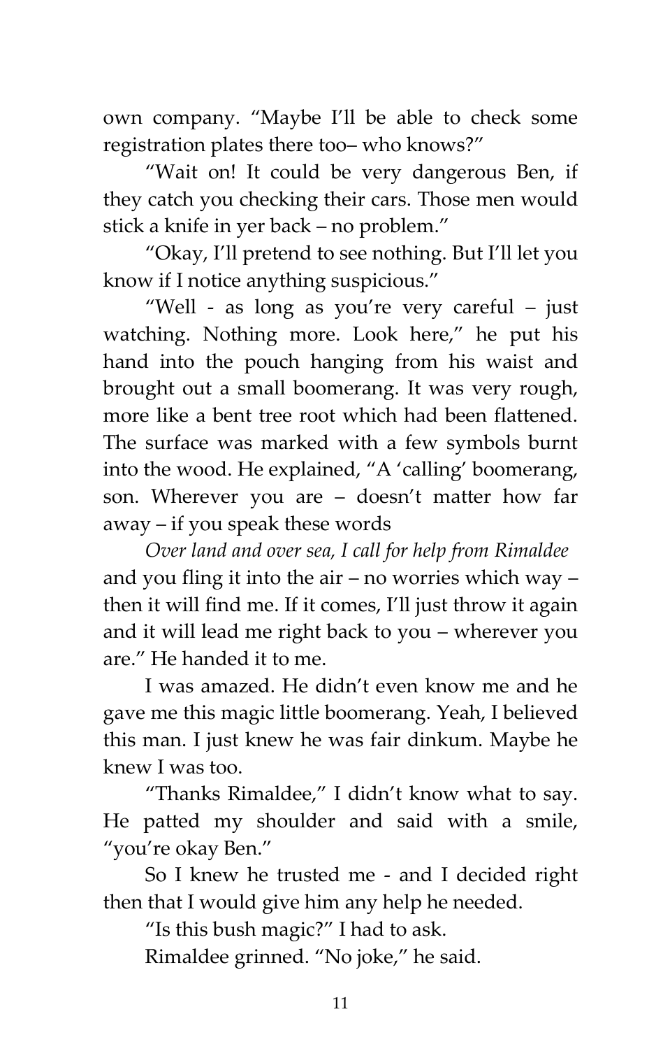own company. "Maybe I'll be able to check some registration plates there too– who knows?"

"Wait on! It could be very dangerous Ben, if they catch you checking their cars. Those men would stick a knife in yer back – no problem."

"Okay, I'll pretend to see nothing. But I'll let you know if I notice anything suspicious."

"Well - as long as you're very careful – just watching. Nothing more. Look here," he put his hand into the pouch hanging from his waist and brought out a small boomerang. It was very rough, more like a bent tree root which had been flattened. The surface was marked with a few symbols burnt into the wood. He explained, "A 'calling' boomerang, son. Wherever you are – doesn't matter how far away – if you speak these words

*Over land and over sea, I call for help from Rimaldee*

and you fling it into the air – no worries which way – then it will find me. If it comes, I'll just throw it again and it will lead me right back to you – wherever you are." He handed it to me.

I was amazed. He didn't even know me and he gave me this magic little boomerang. Yeah, I believed this man. I just knew he was fair dinkum. Maybe he knew I was too.

"Thanks Rimaldee," I didn't know what to say. He patted my shoulder and said with a smile, "you're okay Ben."

So I knew he trusted me - and I decided right then that I would give him any help he needed.

"Is this bush magic?" I had to ask.

Rimaldee grinned. "No joke," he said.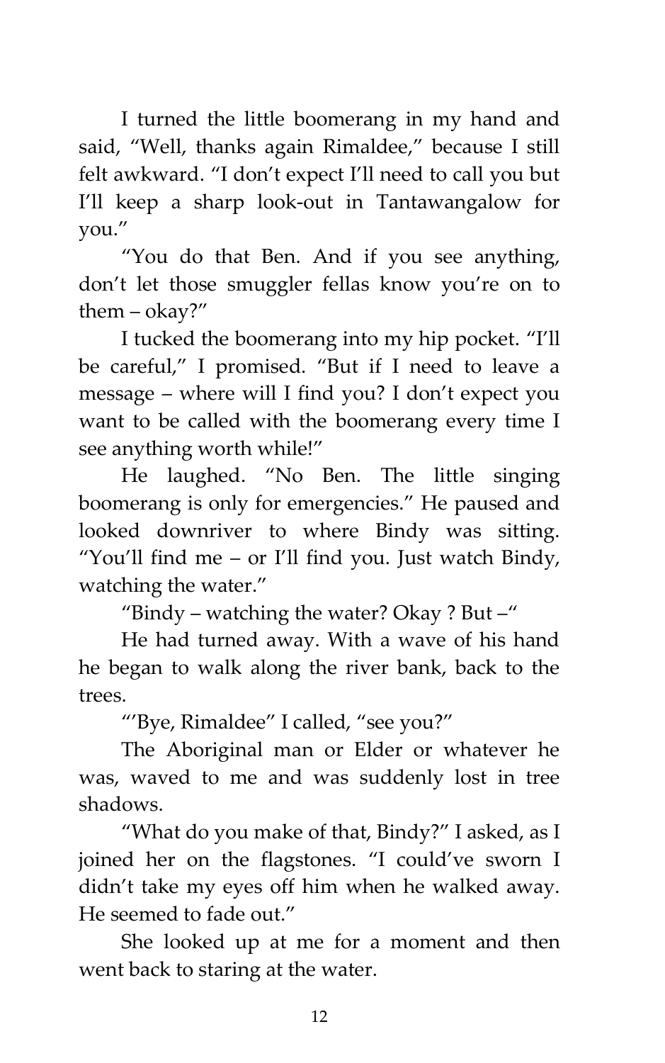I turned the little boomerang in my hand and said, “Well, thanks again Rimaldee,” because I still felt awkward. “I don’t expect I’ll need to call you but I’ll keep a sharp look-out in Tantawangalow for you.”

“You do that Ben. And if you see anything, don’t let those smuggler fellas know you’re on to them – okay?”

I tucked the boomerang into my hip pocket. “I’ll be careful,” I promised. “But if I need to leave a message – where will I find you? I don’t expect you want to be called with the boomerang every time I see anything worth while!”

He laughed. “No Ben. The little singing boomerang is only for emergencies.” He paused and looked downriver to where Bindy was sitting. “You’ll find me – or I’ll find you. Just watch Bindy, watching the water.”

“Bindy – watching the water? Okay ? But –“

He had turned away. With a wave of his hand he began to walk along the river bank, back to the trees.

“’Bye, Rimaldee” I called, “see you?”

The Aboriginal man or Elder or whatever he was, waved to me and was suddenly lost in tree shadows.

“What do you make of that, Bindy?” I asked, as I joined her on the flagstones. “I could’ve sworn I didn’t take my eyes off him when he walked away. He seemed to fade out.”

She looked up at me for a moment and then went back to staring at the water.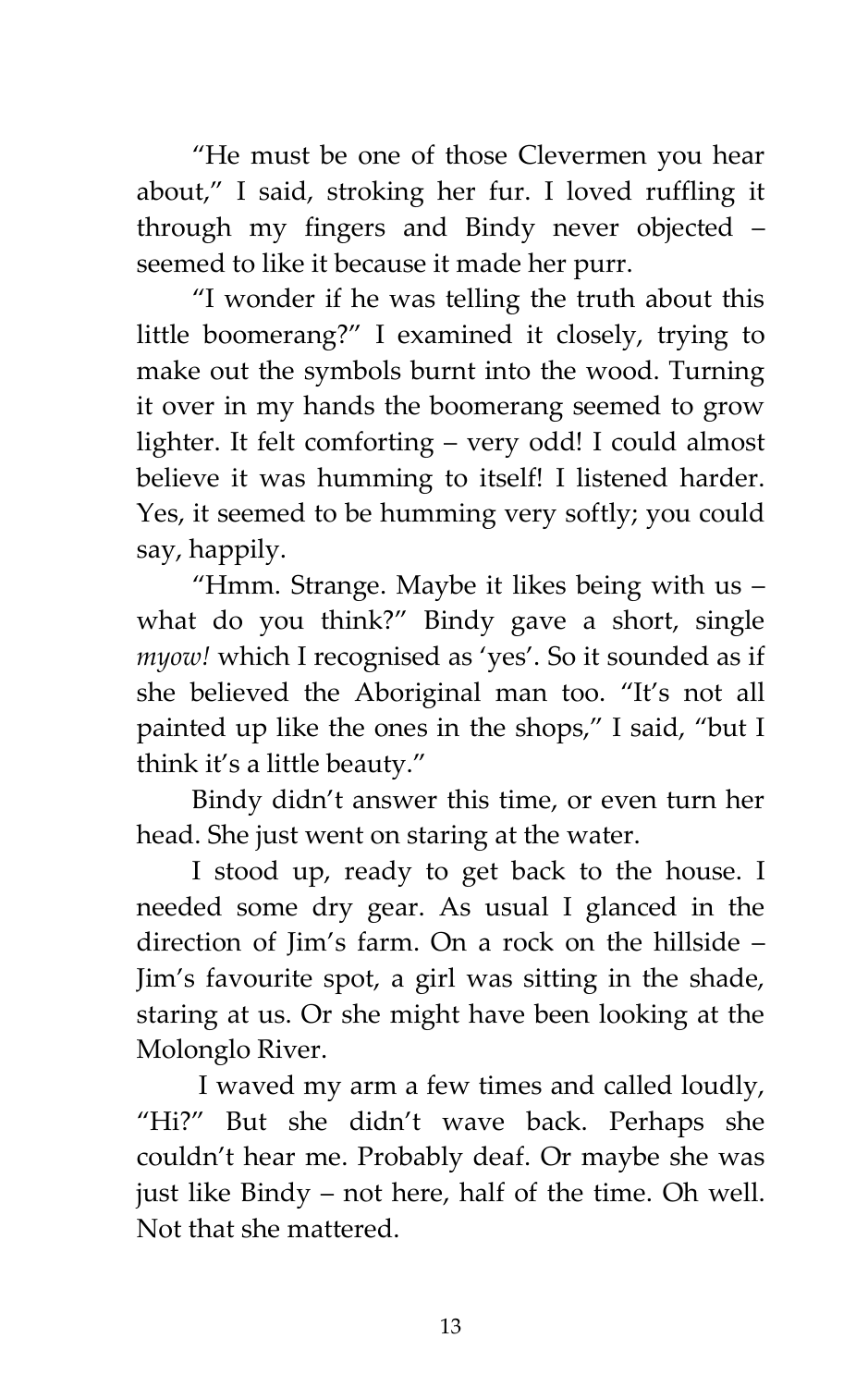"He must be one of those Clevermen you hear about," I said, stroking her fur. I loved ruffling it through my fingers and Bindy never objected – seemed to like it because it made her purr.

"I wonder if he was telling the truth about this little boomerang?" I examined it closely, trying to make out the symbols burnt into the wood. Turning it over in my hands the boomerang seemed to grow lighter. It felt comforting – very odd! I could almost believe it was humming to itself! I listened harder. Yes, it seemed to be humming very softly; you could say, happily.

"Hmm. Strange. Maybe it likes being with us – what do you think?" Bindy gave a short, single *myow!* which I recognised as 'yes'. So it sounded as if she believed the Aboriginal man too. "It's not all painted up like the ones in the shops," I said, "but I think it's a little beauty."

Bindy didn't answer this time, or even turn her head. She just went on staring at the water.

I stood up, ready to get back to the house. I needed some dry gear. As usual I glanced in the direction of Jim's farm. On a rock on the hillside – Jim's favourite spot, a girl was sitting in the shade, staring at us. Or she might have been looking at the Molonglo River.

I waved my arm a few times and called loudly, "Hi?" But she didn't wave back. Perhaps she couldn't hear me. Probably deaf. Or maybe she was just like Bindy – not here, half of the time. Oh well. Not that she mattered.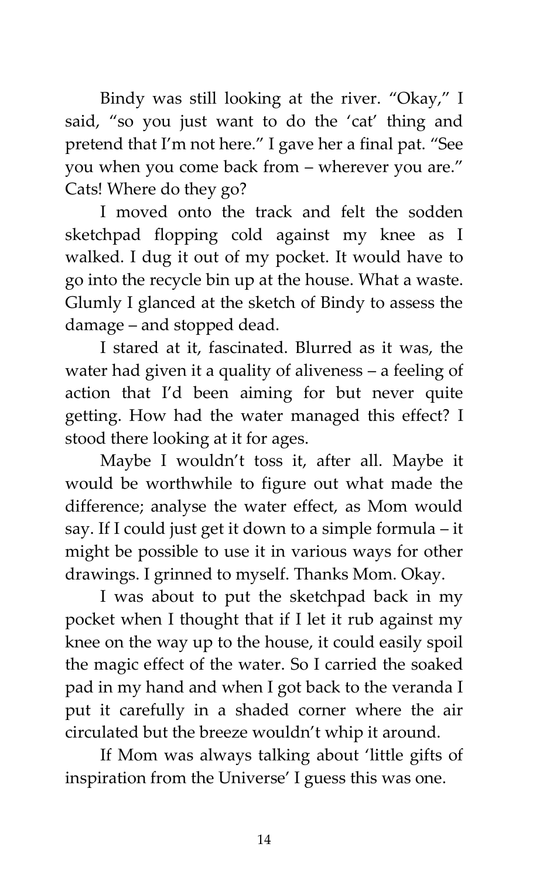Bindy was still looking at the river. "Okay," I said, "so you just want to do the 'cat' thing and pretend that I'm not here." I gave her a final pat. "See you when you come back from – wherever you are." Cats! Where do they go?

I moved onto the track and felt the sodden sketchpad flopping cold against my knee as I walked. I dug it out of my pocket. It would have to go into the recycle bin up at the house. What a waste. Glumly I glanced at the sketch of Bindy to assess the damage – and stopped dead.

I stared at it, fascinated. Blurred as it was, the water had given it a quality of aliveness – a feeling of action that I'd been aiming for but never quite getting. How had the water managed this effect? I stood there looking at it for ages.

Maybe I wouldn't toss it, after all. Maybe it would be worthwhile to figure out what made the difference; analyse the water effect, as Mom would say. If I could just get it down to a simple formula – it might be possible to use it in various ways for other drawings. I grinned to myself. Thanks Mom. Okay.

I was about to put the sketchpad back in my pocket when I thought that if I let it rub against my knee on the way up to the house, it could easily spoil the magic effect of the water. So I carried the soaked pad in my hand and when I got back to the veranda I put it carefully in a shaded corner where the air circulated but the breeze wouldn't whip it around.

If Mom was always talking about 'little gifts of inspiration from the Universe' I guess this was one.